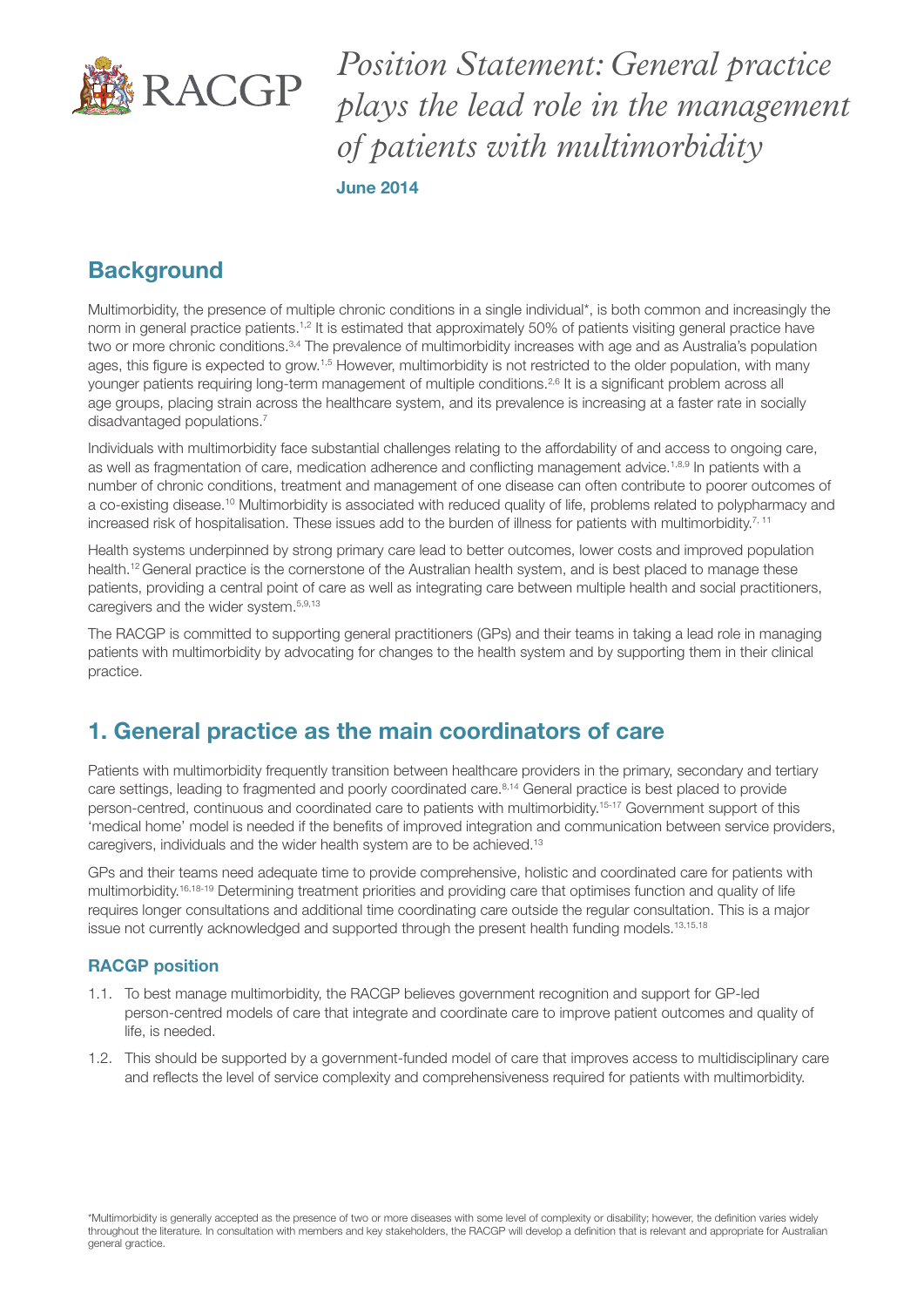RACGP

# *Position Statement: General practice plays the lead role in the management of patients with multimorbidity*

**June 2014**

## Background

Multimorbidity, the presence of multiple chronic conditions in a single individual*, is both common and increasingly the norm in general practice patients.[1,2] It is estimated that approximately 50% of patients visiting general practice have two or more chronic conditions.[3,4] The prevalence of multimorbidity increases with age and as Australia's population ages, this figure is expected to grow.[1,5] However, multimorbidity is not restricted to the older population, with many younger patients requiring long-term management of multiple conditions.[2,6] It is a significant problem across all age groups, placing strain across the healthcare system, and its prevalence is increasing at a faster rate in socially disadvantaged populations.[7]

Individuals with multimorbidity face substantial challenges relating to the affordability of and access to ongoing care, as well as fragmentation of care, medication adherence and conflicting management advice.[1,8,9] In patients with a number of chronic conditions, treatment and management of one disease can often contribute to poorer outcomes of a co-existing disease.[10] Multimorbidity is associated with reduced quality of life, problems related to polypharmacy and increased risk of hospitalisation. These issues add to the burden of illness for patients with multimorbidity.[7, 11]

Health systems underpinned by strong primary care lead to better outcomes, lower costs and improved population health.[12] General practice is the cornerstone of the Australian health system, and is best placed to manage these patients, providing a central point of care as well as integrating care between multiple health and social practitioners, caregivers and the wider system.[5,9,13]

The RACGP is committed to supporting general practitioners (GPs) and their teams in taking a lead role in managing patients with multimorbidity by advocating for changes to the health system and by supporting them in their clinical practice.

## 1. General practice as the main coordinators of care

Patients with multimorbidity frequently transition between healthcare providers in the primary, secondary and tertiary care settings, leading to fragmented and poorly coordinated care.[8,14] General practice is best placed to provide person-centred, continuous and coordinated care to patients with multimorbidity.[15-17] Government support of this 'medical home' model is needed if the benefits of improved integration and communication between service providers, caregivers, individuals and the wider health system are to be achieved.[13]

GPs and their teams need adequate time to provide comprehensive, holistic and coordinated care for patients with multimorbidity.[16,18-19] Determining treatment priorities and providing care that optimises function and quality of life requires longer consultations and additional time coordinating care outside the regular consultation. This is a major issue not currently acknowledged and supported through the present health funding models.[13,15,18]

### RACGP position

1.1. To best manage multimorbidity, the RACGP believes government recognition and support for GP-led person-centred models of care that integrate and coordinate care to improve patient outcomes and quality of life, is needed.

1.2. This should be supported by a government-funded model of care that improves access to multidisciplinary care and reflects the level of service complexity and comprehensiveness required for patients with multimorbidity.

*Multimorbidity is generally accepted as the presence of two or more diseases with some level of complexity or disability; however, the definition varies widely throughout the literature. In consultation with members and key stakeholders, the RACGP will develop a definition that is relevant and appropriate for Australian general gractice.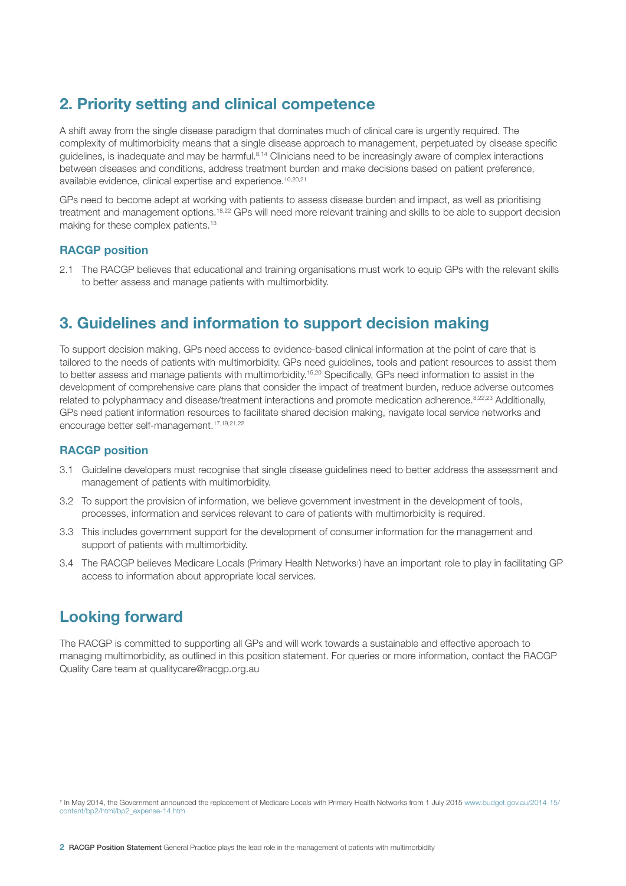## 2. Priority setting and clinical competence

A shift away from the single disease paradigm that dominates much of clinical care is urgently required. The complexity of multimorbidity means that a single disease approach to management, perpetuated by disease specific guidelines, is inadequate and may be harmful.[8,14] Clinicians need to be increasingly aware of complex interactions between diseases and conditions, address treatment burden and make decisions based on patient preference, available evidence, clinical expertise and experience.[10,20,21]

GPs need to become adept at working with patients to assess disease burden and impact, as well as prioritising treatment and management options.[18,22] GPs will need more relevant training and skills to be able to support decision making for these complex patients.[13]

### RACGP position

2.1 The RACGP believes that educational and training organisations must work to equip GPs with the relevant skills to better assess and manage patients with multimorbidity.

## 3. Guidelines and information to support decision making

To support decision making, GPs need access to evidence-based clinical information at the point of care that is tailored to the needs of patients with multimorbidity. GPs need guidelines, tools and patient resources to assist them to better assess and manage patients with multimorbidity.[15,20] Specifically, GPs need information to assist in the development of comprehensive care plans that consider the impact of treatment burden, reduce adverse outcomes related to polypharmacy and disease/treatment interactions and promote medication adherence.[8,22,23] Additionally, GPs need patient information resources to facilitate shared decision making, navigate local service networks and encourage better self-management.[17,19,21,22]

### RACGP position

3.1 Guideline developers must recognise that single disease guidelines need to better address the assessment and management of patients with multimorbidity.

3.2 To support the provision of information, we believe government investment in the development of tools, processes, information and services relevant to care of patients with multimorbidity is required.

3.3 This includes government support for the development of consumer information for the management and support of patients with multimorbidity.

3.4 The RACGP believes Medicare Locals (Primary Health Networks[†]) have an important role to play in facilitating GP access to information about appropriate local services.

## Looking forward

The RACGP is committed to supporting all GPs and will work towards a sustainable and effective approach to managing multimorbidity, as outlined in this position statement. For queries or more information, contact the RACGP Quality Care team at qualitycare@racgp.org.au

[†] In May 2014, the Government announced the replacement of Medicare Locals with Primary Health Networks from 1 July 2015 www.budget.gov.au/2014-15/content/bp2/html/bp2_expense-14.htm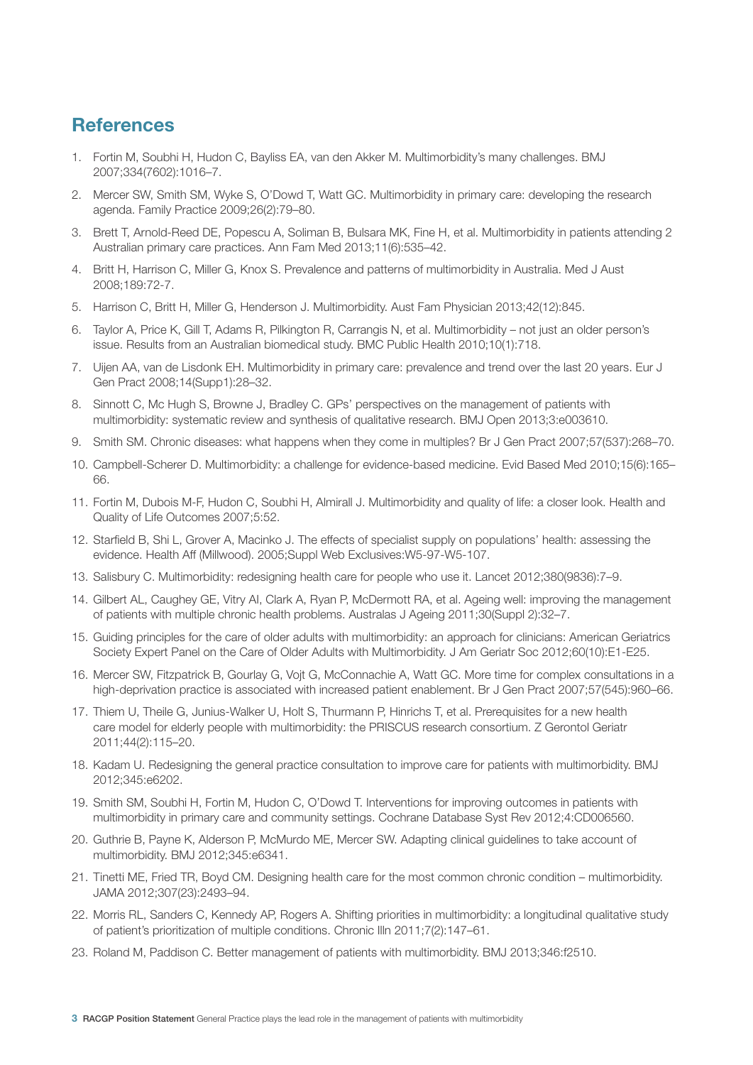## References

1. Fortin M, Soubhi H, Hudon C, Bayliss EA, van den Akker M. Multimorbidity's many challenges. BMJ 2007;334(7602):1016–7.
2. Mercer SW, Smith SM, Wyke S, O'Dowd T, Watt GC. Multimorbidity in primary care: developing the research agenda. Family Practice 2009;26(2):79–80.
3. Brett T, Arnold-Reed DE, Popescu A, Soliman B, Bulsara MK, Fine H, et al. Multimorbidity in patients attending 2 Australian primary care practices. Ann Fam Med 2013;11(6):535–42.
4. Britt H, Harrison C, Miller G, Knox S. Prevalence and patterns of multimorbidity in Australia. Med J Aust 2008;189:72-7.
5. Harrison C, Britt H, Miller G, Henderson J. Multimorbidity. Aust Fam Physician 2013;42(12):845.
6. Taylor A, Price K, Gill T, Adams R, Pilkington R, Carrangis N, et al. Multimorbidity – not just an older person's issue. Results from an Australian biomedical study. BMC Public Health 2010;10(1):718.
7. Uijen AA, van de Lisdonk EH. Multimorbidity in primary care: prevalence and trend over the last 20 years. Eur J Gen Pract 2008;14(Supp1):28–32.
8. Sinnott C, Mc Hugh S, Browne J, Bradley C. GPs' perspectives on the management of patients with multimorbidity: systematic review and synthesis of qualitative research. BMJ Open 2013;3:e003610.
9. Smith SM. Chronic diseases: what happens when they come in multiples? Br J Gen Pract 2007;57(537):268–70.
10. Campbell-Scherer D. Multimorbidity: a challenge for evidence-based medicine. Evid Based Med 2010;15(6):165–66.
11. Fortin M, Dubois M-F, Hudon C, Soubhi H, Almirall J. Multimorbidity and quality of life: a closer look. Health and Quality of Life Outcomes 2007;5:52.
12. Starfield B, Shi L, Grover A, Macinko J. The effects of specialist supply on populations' health: assessing the evidence. Health Aff (Millwood). 2005;Suppl Web Exclusives:W5-97-W5-107.
13. Salisbury C. Multimorbidity: redesigning health care for people who use it. Lancet 2012;380(9836):7–9.
14. Gilbert AL, Caughey GE, Vitry AI, Clark A, Ryan P, McDermott RA, et al. Ageing well: improving the management of patients with multiple chronic health problems. Australas J Ageing 2011;30(Suppl 2):32–7.
15. Guiding principles for the care of older adults with multimorbidity: an approach for clinicians: American Geriatrics Society Expert Panel on the Care of Older Adults with Multimorbidity. J Am Geriatr Soc 2012;60(10):E1-E25.
16. Mercer SW, Fitzpatrick B, Gourlay G, Vojt G, McConnachie A, Watt GC. More time for complex consultations in a high-deprivation practice is associated with increased patient enablement. Br J Gen Pract 2007;57(545):960–66.
17. Thiem U, Theile G, Junius-Walker U, Holt S, Thurmann P, Hinrichs T, et al. Prerequisites for a new health care model for elderly people with multimorbidity: the PRISCUS research consortium. Z Gerontol Geriatr 2011;44(2):115–20.
18. Kadam U. Redesigning the general practice consultation to improve care for patients with multimorbidity. BMJ 2012;345:e6202.
19. Smith SM, Soubhi H, Fortin M, Hudon C, O'Dowd T. Interventions for improving outcomes in patients with multimorbidity in primary care and community settings. Cochrane Database Syst Rev 2012;4:CD006560.
20. Guthrie B, Payne K, Alderson P, McMurdo ME, Mercer SW. Adapting clinical guidelines to take account of multimorbidity. BMJ 2012;345:e6341.
21. Tinetti ME, Fried TR, Boyd CM. Designing health care for the most common chronic condition – multimorbidity. JAMA 2012;307(23):2493–94.
22. Morris RL, Sanders C, Kennedy AP, Rogers A. Shifting priorities in multimorbidity: a longitudinal qualitative study of patient's prioritization of multiple conditions. Chronic Illn 2011;7(2):147–61.
23. Roland M, Paddison C. Better management of patients with multimorbidity. BMJ 2013;346:f2510.